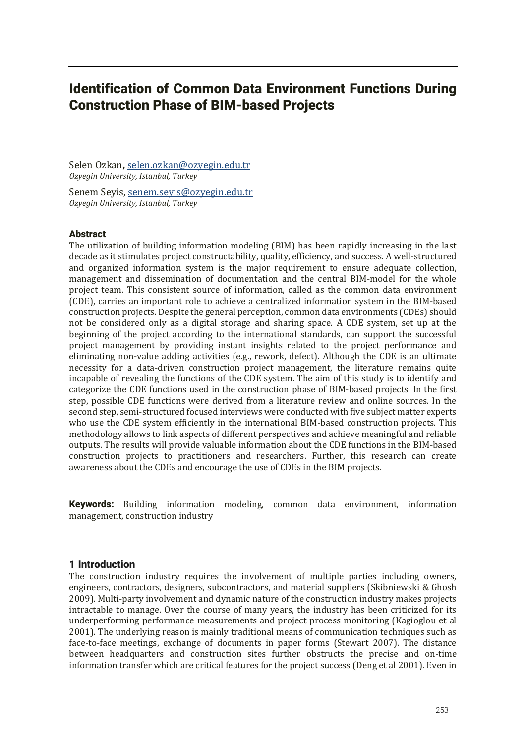# Identification of Common Data Environment Functions During Construction Phase of BIM-based Projects

Selen Ozkan, selen.ozkan@ozyegin.edu.tr
*Ozyegin University, Istanbul, Turkey*

Senem Seyis, senem.seyis@ozyegin.edu.tr
*Ozyegin University, Istanbul, Turkey*

## Abstract

The utilization of building information modeling (BIM) has been rapidly increasing in the last decade as it stimulates project constructability, quality, efficiency, and success. A well-structured and organized information system is the major requirement to ensure adequate collection, management and dissemination of documentation and the central BIM-model for the whole project team. This consistent source of information, called as the common data environment (CDE), carries an important role to achieve a centralized information system in the BIM-based construction projects. Despite the general perception, common data environments (CDEs) should not be considered only as a digital storage and sharing space. A CDE system, set up at the beginning of the project according to the international standards, can support the successful project management by providing instant insights related to the project performance and eliminating non-value adding activities (e.g., rework, defect). Although the CDE is an ultimate necessity for a data-driven construction project management, the literature remains quite incapable of revealing the functions of the CDE system. The aim of this study is to identify and categorize the CDE functions used in the construction phase of BIM-based projects. In the first step, possible CDE functions were derived from a literature review and online sources. In the second step, semi-structured focused interviews were conducted with five subject matter experts who use the CDE system efficiently in the international BIM-based construction projects. This methodology allows to link aspects of different perspectives and achieve meaningful and reliable outputs. The results will provide valuable information about the CDE functions in the BIM-based construction projects to practitioners and researchers. Further, this research can create awareness about the CDEs and encourage the use of CDEs in the BIM projects.

**Keywords:** Building information modeling, common data environment, information management, construction industry

## 1 Introduction

The construction industry requires the involvement of multiple parties including owners, engineers, contractors, designers, subcontractors, and material suppliers (Skibniewski & Ghosh 2009). Multi-party involvement and dynamic nature of the construction industry makes projects intractable to manage. Over the course of many years, the industry has been criticized for its underperforming performance measurements and project process monitoring (Kagioglou et al 2001). The underlying reason is mainly traditional means of communication techniques such as face-to-face meetings, exchange of documents in paper forms (Stewart 2007). The distance between headquarters and construction sites further obstructs the precise and on-time information transfer which are critical features for the project success (Deng et al 2001). Even in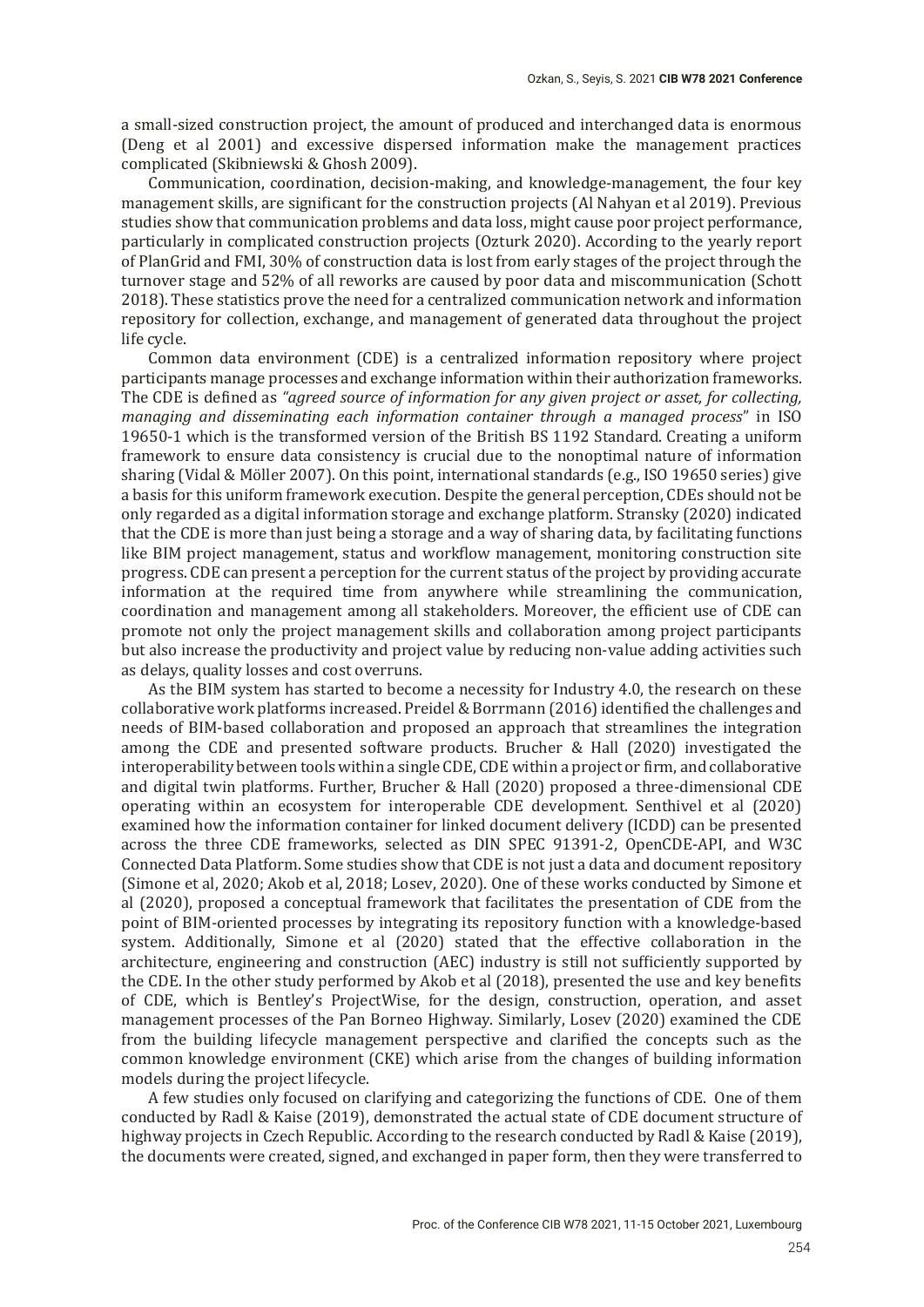a small-sized construction project, the amount of produced and interchanged data is enormous (Deng et al 2001) and excessive dispersed information make the management practices complicated (Skibniewski & Ghosh 2009).

Communication, coordination, decision-making, and knowledge-management, the four key management skills, are significant for the construction projects (Al Nahyan et al 2019). Previous studies show that communication problems and data loss, might cause poor project performance, particularly in complicated construction projects (Ozturk 2020). According to the yearly report of PlanGrid and FMI, 30% of construction data is lost from early stages of the project through the turnover stage and 52% of all reworks are caused by poor data and miscommunication (Schott 2018). These statistics prove the need for a centralized communication network and information repository for collection, exchange, and management of generated data throughout the project life cycle.

Common data environment (CDE) is a centralized information repository where project participants manage processes and exchange information within their authorization frameworks. The CDE is defined as *"agreed source of information for any given project or asset, for collecting, managing and disseminating each information container through a managed process"* in ISO 19650-1 which is the transformed version of the British BS 1192 Standard. Creating a uniform framework to ensure data consistency is crucial due to the nonoptimal nature of information sharing (Vidal & Möller 2007). On this point, international standards (e.g., ISO 19650 series) give a basis for this uniform framework execution. Despite the general perception, CDEs should not be only regarded as a digital information storage and exchange platform. Stransky (2020) indicated that the CDE is more than just being a storage and a way of sharing data, by facilitating functions like BIM project management, status and workflow management, monitoring construction site progress. CDE can present a perception for the current status of the project by providing accurate information at the required time from anywhere while streamlining the communication, coordination and management among all stakeholders. Moreover, the efficient use of CDE can promote not only the project management skills and collaboration among project participants but also increase the productivity and project value by reducing non-value adding activities such as delays, quality losses and cost overruns.

As the BIM system has started to become a necessity for Industry 4.0, the research on these collaborative work platforms increased. Preidel & Borrmann (2016) identified the challenges and needs of BIM-based collaboration and proposed an approach that streamlines the integration among the CDE and presented software products. Brucher & Hall (2020) investigated the interoperability between tools within a single CDE, CDE within a project or firm, and collaborative and digital twin platforms. Further, Brucher & Hall (2020) proposed a three-dimensional CDE operating within an ecosystem for interoperable CDE development. Senthivel et al (2020) examined how the information container for linked document delivery (ICDD) can be presented across the three CDE frameworks, selected as DIN SPEC 91391-2, OpenCDE-API, and W3C Connected Data Platform. Some studies show that CDE is not just a data and document repository (Simone et al, 2020; Akob et al, 2018; Losev, 2020). One of these works conducted by Simone et al (2020), proposed a conceptual framework that facilitates the presentation of CDE from the point of BIM-oriented processes by integrating its repository function with a knowledge-based system. Additionally, Simone et al (2020) stated that the effective collaboration in the architecture, engineering and construction (AEC) industry is still not sufficiently supported by the CDE. In the other study performed by Akob et al (2018), presented the use and key benefits of CDE, which is Bentley's ProjectWise, for the design, construction, operation, and asset management processes of the Pan Borneo Highway. Similarly, Losev (2020) examined the CDE from the building lifecycle management perspective and clarified the concepts such as the common knowledge environment (CKE) which arise from the changes of building information models during the project lifecycle.

A few studies only focused on clarifying and categorizing the functions of CDE. One of them conducted by Radl & Kaise (2019), demonstrated the actual state of CDE document structure of highway projects in Czech Republic. According to the research conducted by Radl & Kaise (2019), the documents were created, signed, and exchanged in paper form, then they were transferred to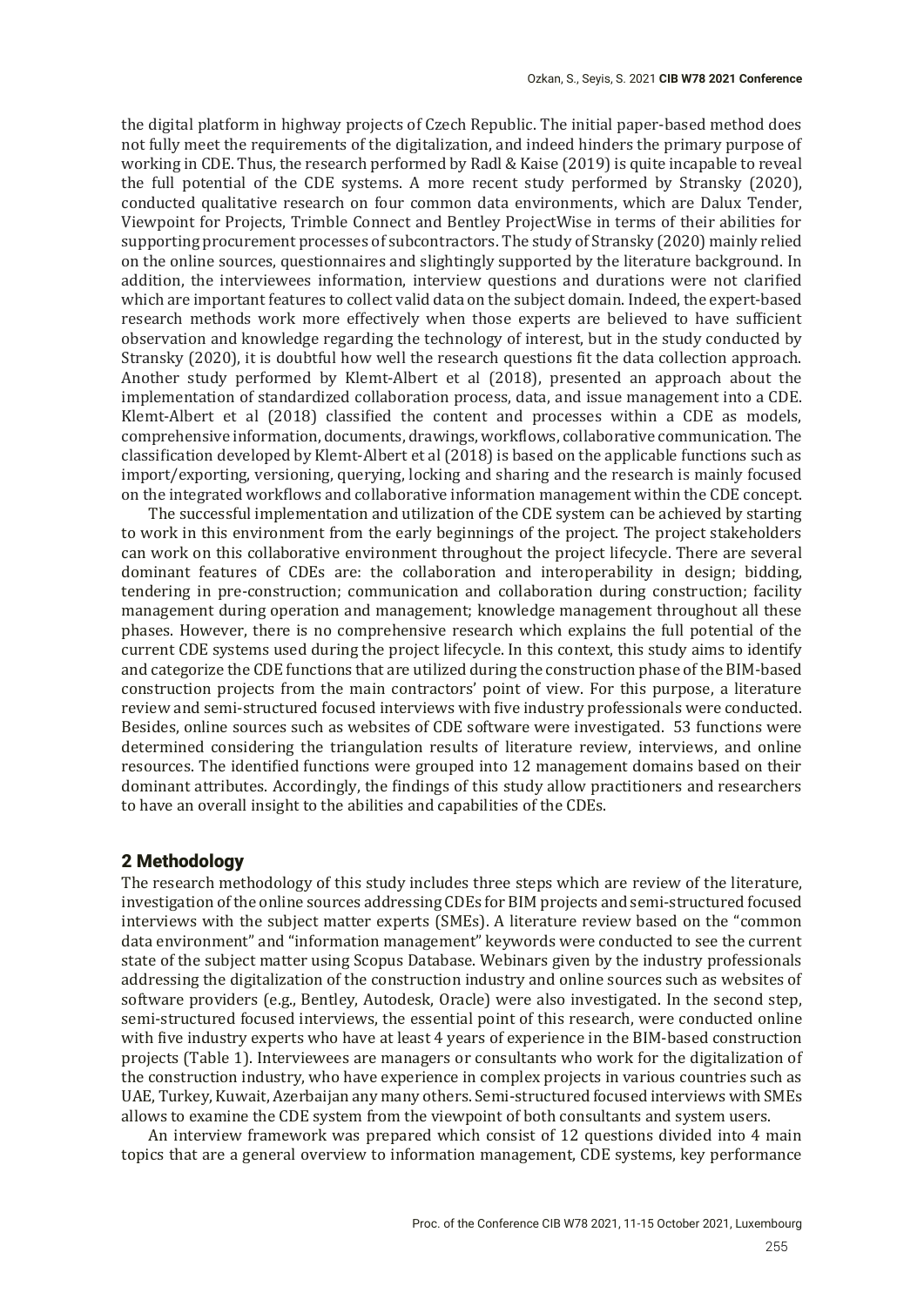the digital platform in highway projects of Czech Republic. The initial paper-based method does not fully meet the requirements of the digitalization, and indeed hinders the primary purpose of working in CDE. Thus, the research performed by Radl & Kaise (2019) is quite incapable to reveal the full potential of the CDE systems. A more recent study performed by Stransky (2020), conducted qualitative research on four common data environments, which are Dalux Tender, Viewpoint for Projects, Trimble Connect and Bentley ProjectWise in terms of their abilities for supporting procurement processes of subcontractors. The study of Stransky (2020) mainly relied on the online sources, questionnaires and slightingly supported by the literature background. In addition, the interviewees information, interview questions and durations were not clarified which are important features to collect valid data on the subject domain. Indeed, the expert-based research methods work more effectively when those experts are believed to have sufficient observation and knowledge regarding the technology of interest, but in the study conducted by Stransky (2020), it is doubtful how well the research questions fit the data collection approach. Another study performed by Klemt-Albert et al (2018), presented an approach about the implementation of standardized collaboration process, data, and issue management into a CDE. Klemt-Albert et al (2018) classified the content and processes within a CDE as models, comprehensive information, documents, drawings, workflows, collaborative communication. The classification developed by Klemt-Albert et al (2018) is based on the applicable functions such as import/exporting, versioning, querying, locking and sharing and the research is mainly focused on the integrated workflows and collaborative information management within the CDE concept.

The successful implementation and utilization of the CDE system can be achieved by starting to work in this environment from the early beginnings of the project. The project stakeholders can work on this collaborative environment throughout the project lifecycle. There are several dominant features of CDEs are: the collaboration and interoperability in design; bidding, tendering in pre-construction; communication and collaboration during construction; facility management during operation and management; knowledge management throughout all these phases. However, there is no comprehensive research which explains the full potential of the current CDE systems used during the project lifecycle. In this context, this study aims to identify and categorize the CDE functions that are utilized during the construction phase of the BIM-based construction projects from the main contractors' point of view. For this purpose, a literature review and semi-structured focused interviews with five industry professionals were conducted. Besides, online sources such as websites of CDE software were investigated. 53 functions were determined considering the triangulation results of literature review, interviews, and online resources. The identified functions were grouped into 12 management domains based on their dominant attributes. Accordingly, the findings of this study allow practitioners and researchers to have an overall insight to the abilities and capabilities of the CDEs.

## 2 Methodology

The research methodology of this study includes three steps which are review of the literature, investigation of the online sources addressing CDEs for BIM projects and semi-structured focused interviews with the subject matter experts (SMEs). A literature review based on the "common data environment" and "information management" keywords were conducted to see the current state of the subject matter using Scopus Database. Webinars given by the industry professionals addressing the digitalization of the construction industry and online sources such as websites of software providers (e.g., Bentley, Autodesk, Oracle) were also investigated. In the second step, semi-structured focused interviews, the essential point of this research, were conducted online with five industry experts who have at least 4 years of experience in the BIM-based construction projects (Table 1). Interviewees are managers or consultants who work for the digitalization of the construction industry, who have experience in complex projects in various countries such as UAE, Turkey, Kuwait, Azerbaijan any many others. Semi-structured focused interviews with SMEs allows to examine the CDE system from the viewpoint of both consultants and system users.

An interview framework was prepared which consist of 12 questions divided into 4 main topics that are a general overview to information management, CDE systems, key performance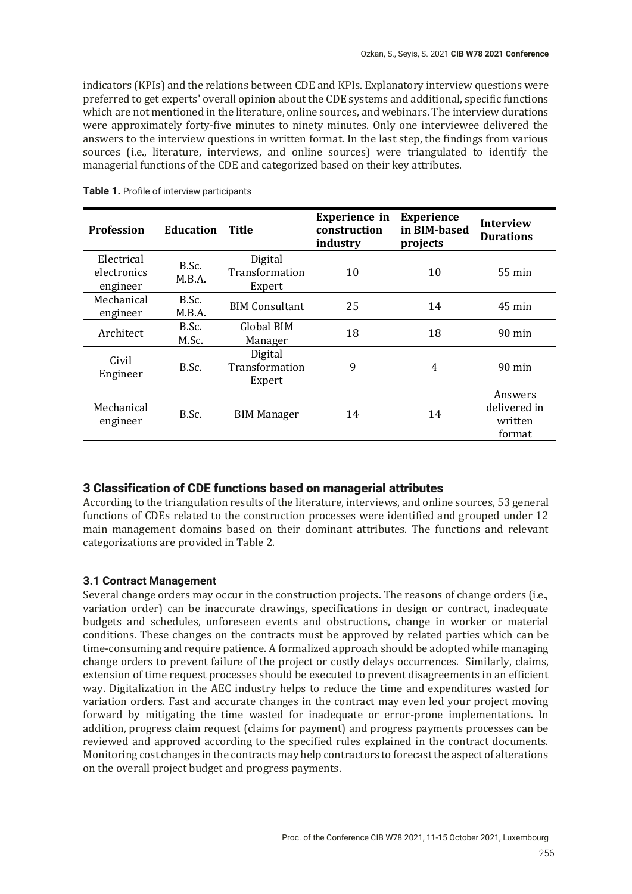indicators (KPIs) and the relations between CDE and KPIs. Explanatory interview questions were preferred to get experts' overall opinion about the CDE systems and additional, specific functions which are not mentioned in the literature, online sources, and webinars. The interview durations were approximately forty-five minutes to ninety minutes. Only one interviewee delivered the answers to the interview questions in written format. In the last step, the findings from various sources (i.e., literature, interviews, and online sources) were triangulated to identify the managerial functions of the CDE and categorized based on their key attributes.

**Table 1.** Profile of interview participants

| Profession | Education | Title | Experience in construction industry | Experience in BIM-based projects | Interview Durations |
|---|---|---|---|---|---|
| Electrical electronics engineer | B.Sc. M.B.A. | Digital Transformation Expert | 10 | 10 | 55 min |
| Mechanical engineer | B.Sc. M.B.A. | BIM Consultant | 25 | 14 | 45 min |
| Architect | B.Sc. M.Sc. | Global BIM Manager | 18 | 18 | 90 min |
| Civil Engineer | B.Sc. | Digital Transformation Expert | 9 | 4 | 90 min |
| Mechanical engineer | B.Sc. | BIM Manager | 14 | 14 | Answers delivered in written format |

## 3 Classification of CDE functions based on managerial attributes

According to the triangulation results of the literature, interviews, and online sources, 53 general functions of CDEs related to the construction processes were identified and grouped under 12 main management domains based on their dominant attributes. The functions and relevant categorizations are provided in Table 2.

### 3.1 Contract Management

Several change orders may occur in the construction projects. The reasons of change orders (i.e., variation order) can be inaccurate drawings, specifications in design or contract, inadequate budgets and schedules, unforeseen events and obstructions, change in worker or material conditions. These changes on the contracts must be approved by related parties which can be time-consuming and require patience. A formalized approach should be adopted while managing change orders to prevent failure of the project or costly delays occurrences. Similarly, claims, extension of time request processes should be executed to prevent disagreements in an efficient way. Digitalization in the AEC industry helps to reduce the time and expenditures wasted for variation orders. Fast and accurate changes in the contract may even led your project moving forward by mitigating the time wasted for inadequate or error-prone implementations. In addition, progress claim request (claims for payment) and progress payments processes can be reviewed and approved according to the specified rules explained in the contract documents. Monitoring cost changes in the contracts may help contractors to forecast the aspect of alterations on the overall project budget and progress payments.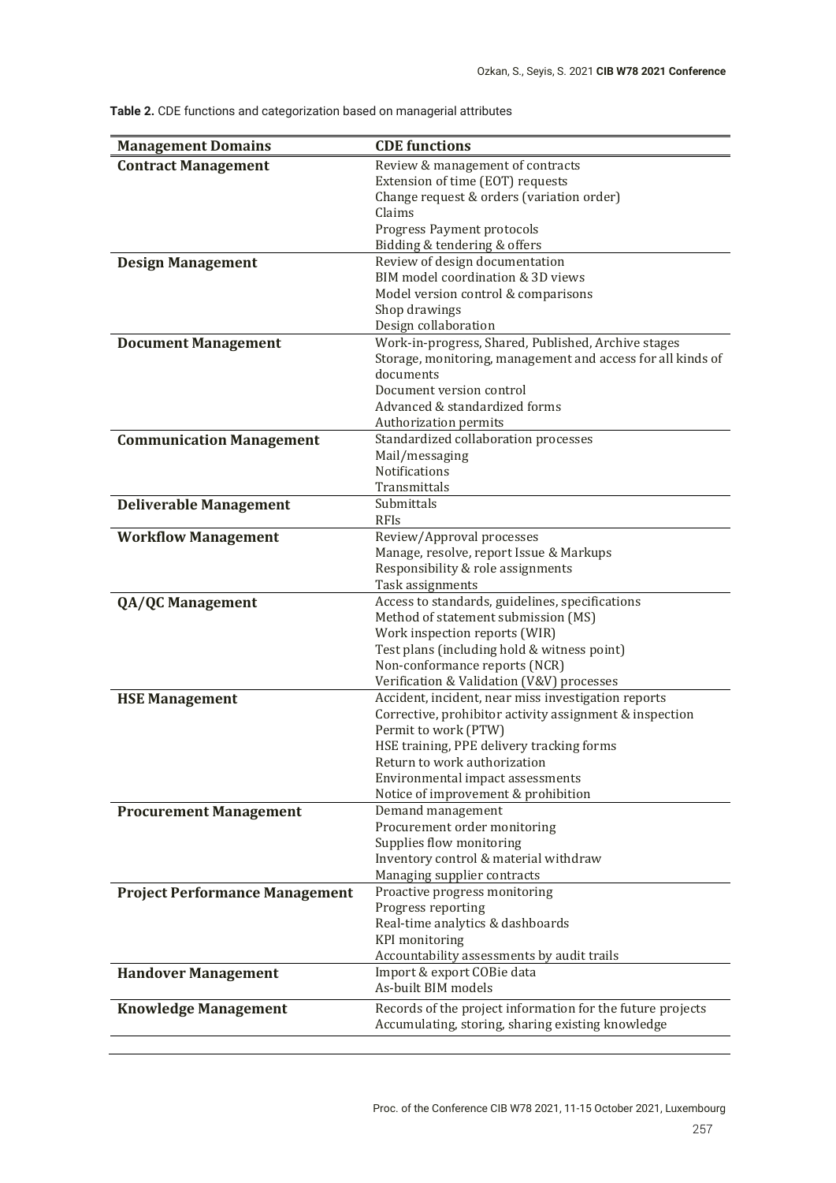**Table 2.** CDE functions and categorization based on managerial attributes

| Management Domains | CDE functions |
|---|---|
| **Contract Management** | Review & management of contracts<br>Extension of time (EOT) requests<br>Change request & orders (variation order)<br>Claims<br>Progress Payment protocols<br>Bidding & tendering & offers |
| **Design Management** | Review of design documentation<br>BIM model coordination & 3D views<br>Model version control & comparisons<br>Shop drawings<br>Design collaboration |
| **Document Management** | Work-in-progress, Shared, Published, Archive stages<br>Storage, monitoring, management and access for all kinds of documents<br>Document version control<br>Advanced & standardized forms<br>Authorization permits |
| **Communication Management** | Standardized collaboration processes<br>Mail/messaging<br>Notifications<br>Transmittals |
| **Deliverable Management** | Submittals<br>RFIs |
| **Workflow Management** | Review/Approval processes<br>Manage, resolve, report Issue & Markups<br>Responsibility & role assignments<br>Task assignments |
| **QA/QC Management** | Access to standards, guidelines, specifications<br>Method of statement submission (MS)<br>Work inspection reports (WIR)<br>Test plans (including hold & witness point)<br>Non-conformance reports (NCR)<br>Verification & Validation (V&V) processes |
| **HSE Management** | Accident, incident, near miss investigation reports<br>Corrective, prohibitor activity assignment & inspection<br>Permit to work (PTW)<br>HSE training, PPE delivery tracking forms<br>Return to work authorization<br>Environmental impact assessments<br>Notice of improvement & prohibition |
| **Procurement Management** | Demand management<br>Procurement order monitoring<br>Supplies flow monitoring<br>Inventory control & material withdraw<br>Managing supplier contracts |
| **Project Performance Management** | Proactive progress monitoring<br>Progress reporting<br>Real-time analytics & dashboards<br>KPI monitoring<br>Accountability assessments by audit trails |
| **Handover Management** | Import & export COBie data<br>As-built BIM models |
| **Knowledge Management** | Records of the project information for the future projects<br>Accumulating, storing, sharing existing knowledge |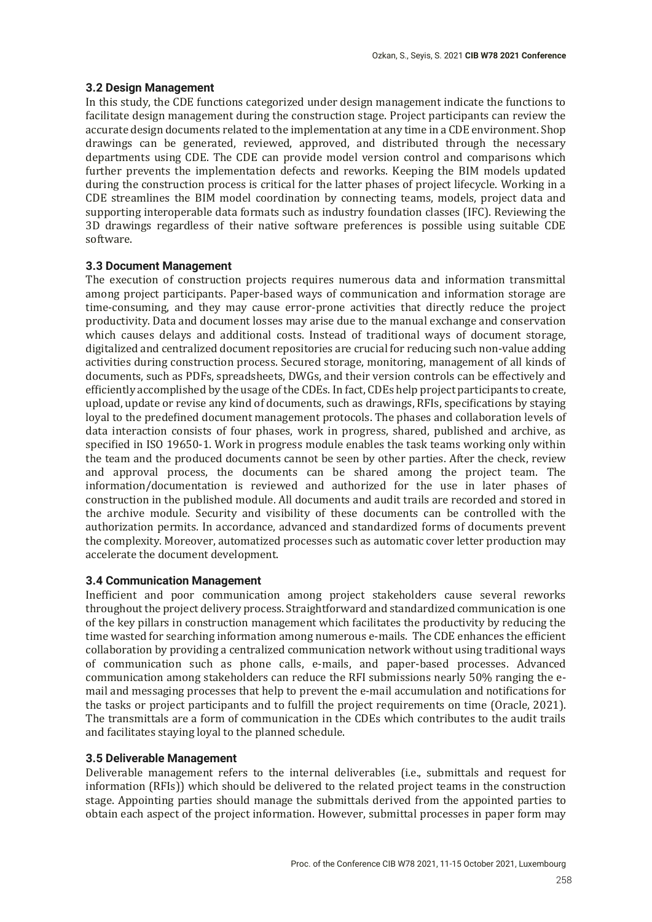### 3.2 Design Management

In this study, the CDE functions categorized under design management indicate the functions to facilitate design management during the construction stage. Project participants can review the accurate design documents related to the implementation at any time in a CDE environment. Shop drawings can be generated, reviewed, approved, and distributed through the necessary departments using CDE. The CDE can provide model version control and comparisons which further prevents the implementation defects and reworks. Keeping the BIM models updated during the construction process is critical for the latter phases of project lifecycle. Working in a CDE streamlines the BIM model coordination by connecting teams, models, project data and supporting interoperable data formats such as industry foundation classes (IFC). Reviewing the 3D drawings regardless of their native software preferences is possible using suitable CDE software.

### 3.3 Document Management

The execution of construction projects requires numerous data and information transmittal among project participants. Paper-based ways of communication and information storage are time-consuming, and they may cause error-prone activities that directly reduce the project productivity. Data and document losses may arise due to the manual exchange and conservation which causes delays and additional costs. Instead of traditional ways of document storage, digitalized and centralized document repositories are crucial for reducing such non-value adding activities during construction process. Secured storage, monitoring, management of all kinds of documents, such as PDFs, spreadsheets, DWGs, and their version controls can be effectively and efficiently accomplished by the usage of the CDEs. In fact, CDEs help project participants to create, upload, update or revise any kind of documents, such as drawings, RFIs, specifications by staying loyal to the predefined document management protocols. The phases and collaboration levels of data interaction consists of four phases, work in progress, shared, published and archive, as specified in ISO 19650-1. Work in progress module enables the task teams working only within the team and the produced documents cannot be seen by other parties. After the check, review and approval process, the documents can be shared among the project team. The information/documentation is reviewed and authorized for the use in later phases of construction in the published module. All documents and audit trails are recorded and stored in the archive module. Security and visibility of these documents can be controlled with the authorization permits. In accordance, advanced and standardized forms of documents prevent the complexity. Moreover, automatized processes such as automatic cover letter production may accelerate the document development.

### 3.4 Communication Management

Inefficient and poor communication among project stakeholders cause several reworks throughout the project delivery process. Straightforward and standardized communication is one of the key pillars in construction management which facilitates the productivity by reducing the time wasted for searching information among numerous e-mails. The CDE enhances the efficient collaboration by providing a centralized communication network without using traditional ways of communication such as phone calls, e-mails, and paper-based processes. Advanced communication among stakeholders can reduce the RFI submissions nearly 50% ranging the e-mail and messaging processes that help to prevent the e-mail accumulation and notifications for the tasks or project participants and to fulfill the project requirements on time (Oracle, 2021). The transmittals are a form of communication in the CDEs which contributes to the audit trails and facilitates staying loyal to the planned schedule.

### 3.5 Deliverable Management

Deliverable management refers to the internal deliverables (i.e., submittals and request for information (RFIs)) which should be delivered to the related project teams in the construction stage. Appointing parties should manage the submittals derived from the appointed parties to obtain each aspect of the project information. However, submittal processes in paper form may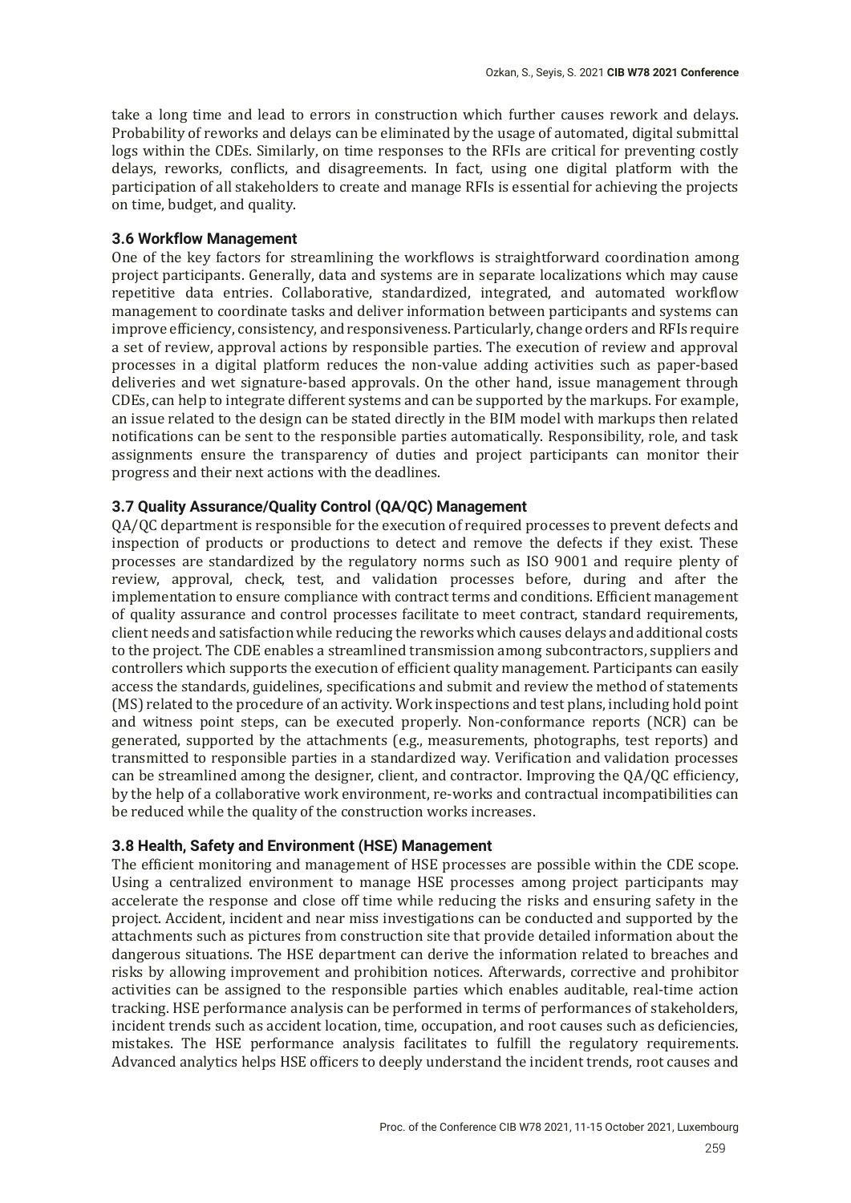take a long time and lead to errors in construction which further causes rework and delays. Probability of reworks and delays can be eliminated by the usage of automated, digital submittal logs within the CDEs. Similarly, on time responses to the RFIs are critical for preventing costly delays, reworks, conflicts, and disagreements. In fact, using one digital platform with the participation of all stakeholders to create and manage RFIs is essential for achieving the projects on time, budget, and quality.

### 3.6 Workflow Management

One of the key factors for streamlining the workflows is straightforward coordination among project participants. Generally, data and systems are in separate localizations which may cause repetitive data entries. Collaborative, standardized, integrated, and automated workflow management to coordinate tasks and deliver information between participants and systems can improve efficiency, consistency, and responsiveness. Particularly, change orders and RFIs require a set of review, approval actions by responsible parties. The execution of review and approval processes in a digital platform reduces the non-value adding activities such as paper-based deliveries and wet signature-based approvals. On the other hand, issue management through CDEs, can help to integrate different systems and can be supported by the markups. For example, an issue related to the design can be stated directly in the BIM model with markups then related notifications can be sent to the responsible parties automatically. Responsibility, role, and task assignments ensure the transparency of duties and project participants can monitor their progress and their next actions with the deadlines.

### 3.7 Quality Assurance/Quality Control (QA/QC) Management

QA/QC department is responsible for the execution of required processes to prevent defects and inspection of products or productions to detect and remove the defects if they exist. These processes are standardized by the regulatory norms such as ISO 9001 and require plenty of review, approval, check, test, and validation processes before, during and after the implementation to ensure compliance with contract terms and conditions. Efficient management of quality assurance and control processes facilitate to meet contract, standard requirements, client needs and satisfaction while reducing the reworks which causes delays and additional costs to the project. The CDE enables a streamlined transmission among subcontractors, suppliers and controllers which supports the execution of efficient quality management. Participants can easily access the standards, guidelines, specifications and submit and review the method of statements (MS) related to the procedure of an activity. Work inspections and test plans, including hold point and witness point steps, can be executed properly. Non-conformance reports (NCR) can be generated, supported by the attachments (e.g., measurements, photographs, test reports) and transmitted to responsible parties in a standardized way. Verification and validation processes can be streamlined among the designer, client, and contractor. Improving the QA/QC efficiency, by the help of a collaborative work environment, re-works and contractual incompatibilities can be reduced while the quality of the construction works increases.

### 3.8 Health, Safety and Environment (HSE) Management

The efficient monitoring and management of HSE processes are possible within the CDE scope. Using a centralized environment to manage HSE processes among project participants may accelerate the response and close off time while reducing the risks and ensuring safety in the project. Accident, incident and near miss investigations can be conducted and supported by the attachments such as pictures from construction site that provide detailed information about the dangerous situations. The HSE department can derive the information related to breaches and risks by allowing improvement and prohibition notices. Afterwards, corrective and prohibitor activities can be assigned to the responsible parties which enables auditable, real-time action tracking. HSE performance analysis can be performed in terms of performances of stakeholders, incident trends such as accident location, time, occupation, and root causes such as deficiencies, mistakes. The HSE performance analysis facilitates to fulfill the regulatory requirements. Advanced analytics helps HSE officers to deeply understand the incident trends, root causes and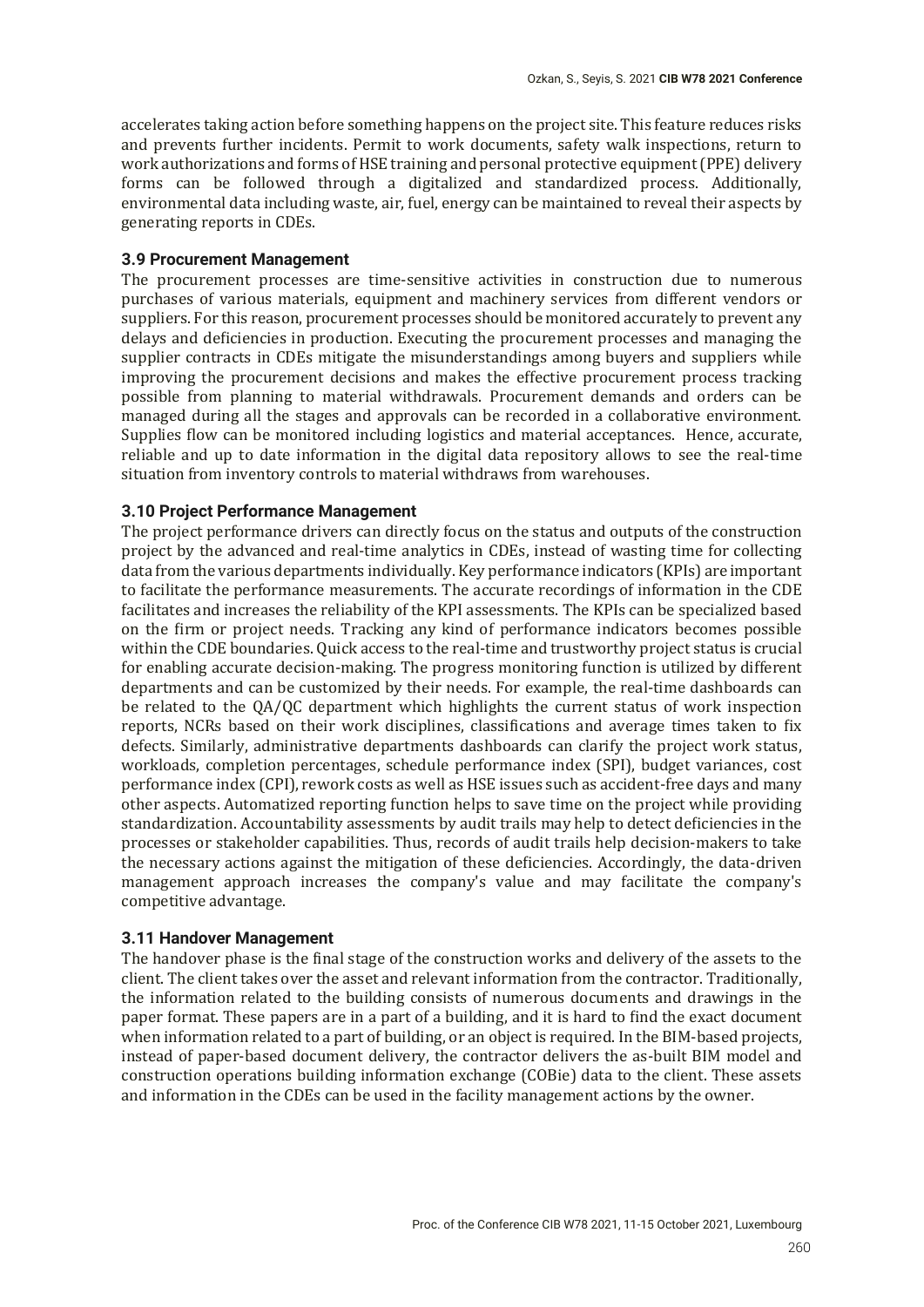accelerates taking action before something happens on the project site. This feature reduces risks and prevents further incidents. Permit to work documents, safety walk inspections, return to work authorizations and forms of HSE training and personal protective equipment (PPE) delivery forms can be followed through a digitalized and standardized process. Additionally, environmental data including waste, air, fuel, energy can be maintained to reveal their aspects by generating reports in CDEs.

### 3.9 Procurement Management

The procurement processes are time-sensitive activities in construction due to numerous purchases of various materials, equipment and machinery services from different vendors or suppliers. For this reason, procurement processes should be monitored accurately to prevent any delays and deficiencies in production. Executing the procurement processes and managing the supplier contracts in CDEs mitigate the misunderstandings among buyers and suppliers while improving the procurement decisions and makes the effective procurement process tracking possible from planning to material withdrawals. Procurement demands and orders can be managed during all the stages and approvals can be recorded in a collaborative environment. Supplies flow can be monitored including logistics and material acceptances. Hence, accurate, reliable and up to date information in the digital data repository allows to see the real-time situation from inventory controls to material withdraws from warehouses.

### 3.10 Project Performance Management

The project performance drivers can directly focus on the status and outputs of the construction project by the advanced and real-time analytics in CDEs, instead of wasting time for collecting data from the various departments individually. Key performance indicators (KPIs) are important to facilitate the performance measurements. The accurate recordings of information in the CDE facilitates and increases the reliability of the KPI assessments. The KPIs can be specialized based on the firm or project needs. Tracking any kind of performance indicators becomes possible within the CDE boundaries. Quick access to the real-time and trustworthy project status is crucial for enabling accurate decision-making. The progress monitoring function is utilized by different departments and can be customized by their needs. For example, the real-time dashboards can be related to the QA/QC department which highlights the current status of work inspection reports, NCRs based on their work disciplines, classifications and average times taken to fix defects. Similarly, administrative departments dashboards can clarify the project work status, workloads, completion percentages, schedule performance index (SPI), budget variances, cost performance index (CPI), rework costs as well as HSE issues such as accident-free days and many other aspects. Automatized reporting function helps to save time on the project while providing standardization. Accountability assessments by audit trails may help to detect deficiencies in the processes or stakeholder capabilities. Thus, records of audit trails help decision-makers to take the necessary actions against the mitigation of these deficiencies. Accordingly, the data-driven management approach increases the company's value and may facilitate the company's competitive advantage.

### 3.11 Handover Management

The handover phase is the final stage of the construction works and delivery of the assets to the client. The client takes over the asset and relevant information from the contractor. Traditionally, the information related to the building consists of numerous documents and drawings in the paper format. These papers are in a part of a building, and it is hard to find the exact document when information related to a part of building, or an object is required. In the BIM-based projects, instead of paper-based document delivery, the contractor delivers the as-built BIM model and construction operations building information exchange (COBie) data to the client. These assets and information in the CDEs can be used in the facility management actions by the owner.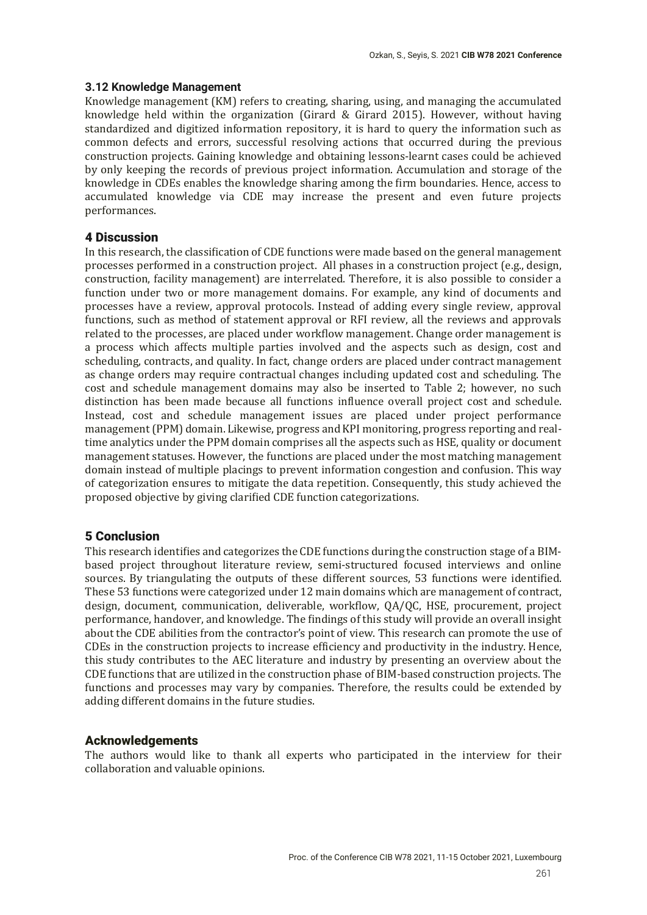### 3.12 Knowledge Management

Knowledge management (KM) refers to creating, sharing, using, and managing the accumulated knowledge held within the organization (Girard & Girard 2015). However, without having standardized and digitized information repository, it is hard to query the information such as common defects and errors, successful resolving actions that occurred during the previous construction projects. Gaining knowledge and obtaining lessons-learnt cases could be achieved by only keeping the records of previous project information. Accumulation and storage of the knowledge in CDEs enables the knowledge sharing among the firm boundaries. Hence, access to accumulated knowledge via CDE may increase the present and even future projects performances.

## 4 Discussion

In this research, the classification of CDE functions were made based on the general management processes performed in a construction project. All phases in a construction project (e.g., design, construction, facility management) are interrelated. Therefore, it is also possible to consider a function under two or more management domains. For example, any kind of documents and processes have a review, approval protocols. Instead of adding every single review, approval functions, such as method of statement approval or RFI review, all the reviews and approvals related to the processes, are placed under workflow management. Change order management is a process which affects multiple parties involved and the aspects such as design, cost and scheduling, contracts, and quality. In fact, change orders are placed under contract management as change orders may require contractual changes including updated cost and scheduling. The cost and schedule management domains may also be inserted to Table 2; however, no such distinction has been made because all functions influence overall project cost and schedule. Instead, cost and schedule management issues are placed under project performance management (PPM) domain. Likewise, progress and KPI monitoring, progress reporting and real-time analytics under the PPM domain comprises all the aspects such as HSE, quality or document management statuses. However, the functions are placed under the most matching management domain instead of multiple placings to prevent information congestion and confusion. This way of categorization ensures to mitigate the data repetition. Consequently, this study achieved the proposed objective by giving clarified CDE function categorizations.

## 5 Conclusion

This research identifies and categorizes the CDE functions during the construction stage of a BIM-based project throughout literature review, semi-structured focused interviews and online sources. By triangulating the outputs of these different sources, 53 functions were identified. These 53 functions were categorized under 12 main domains which are management of contract, design, document, communication, deliverable, workflow, QA/QC, HSE, procurement, project performance, handover, and knowledge. The findings of this study will provide an overall insight about the CDE abilities from the contractor's point of view. This research can promote the use of CDEs in the construction projects to increase efficiency and productivity in the industry. Hence, this study contributes to the AEC literature and industry by presenting an overview about the CDE functions that are utilized in the construction phase of BIM-based construction projects. The functions and processes may vary by companies. Therefore, the results could be extended by adding different domains in the future studies.

## Acknowledgements

The authors would like to thank all experts who participated in the interview for their collaboration and valuable opinions.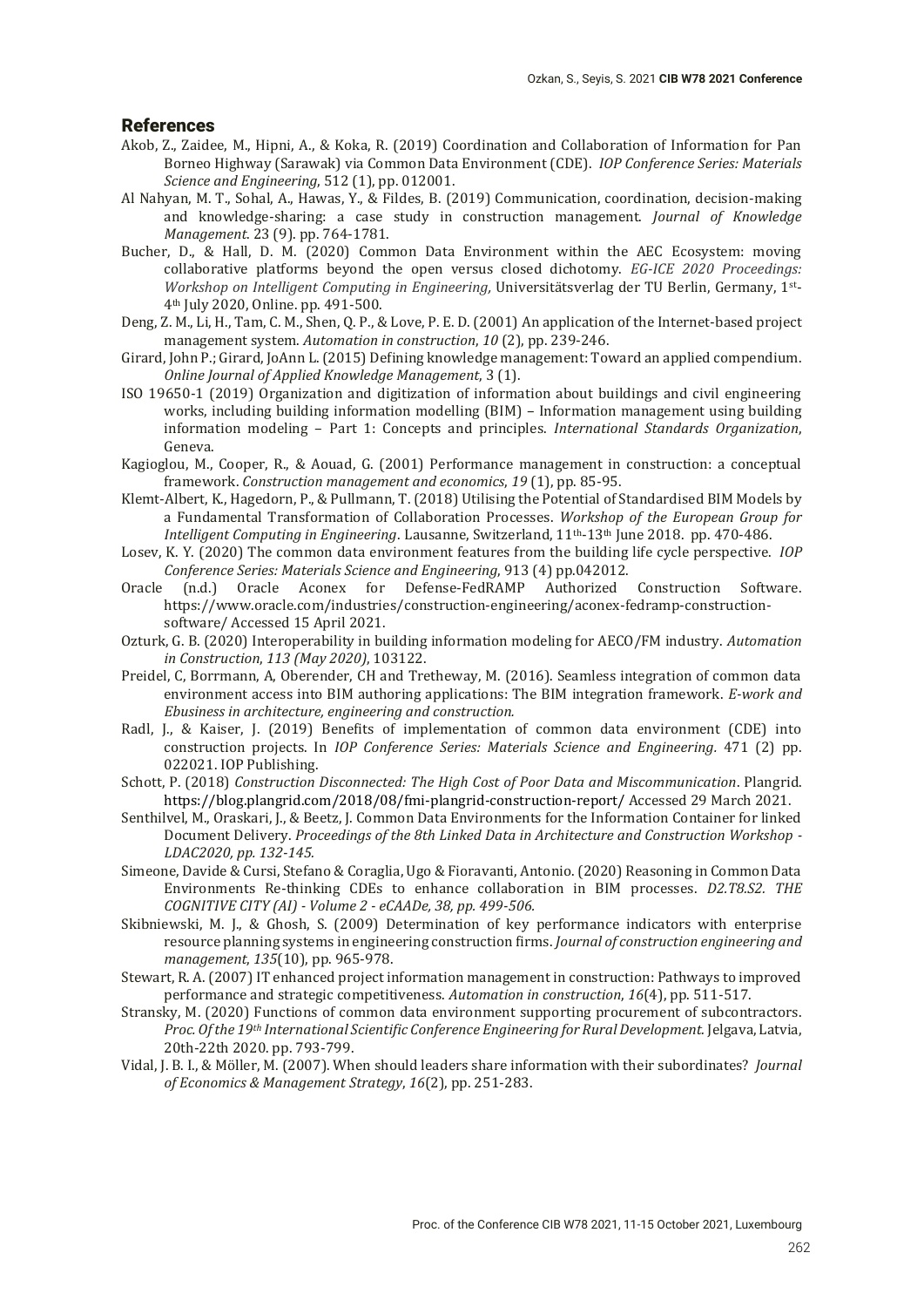## References

Akob, Z., Zaidee, M., Hipni, A., & Koka, R. (2019) Coordination and Collaboration of Information for Pan Borneo Highway (Sarawak) via Common Data Environment (CDE). *IOP Conference Series: Materials Science and Engineering*, 512 (1), pp. 012001.

Al Nahyan, M. T., Sohal, A., Hawas, Y., & Fildes, B. (2019) Communication, coordination, decision-making and knowledge-sharing: a case study in construction management. *Journal of Knowledge Management*. 23 (9). pp. 764-1781.

Bucher, D., & Hall, D. M. (2020) Common Data Environment within the AEC Ecosystem: moving collaborative platforms beyond the open versus closed dichotomy. *EG-ICE 2020 Proceedings: Workshop on Intelligent Computing in Engineering,* Universitätsverlag der TU Berlin, Germany, 1st-4th July 2020, Online. pp. 491-500.

Deng, Z. M., Li, H., Tam, C. M., Shen, Q. P., & Love, P. E. D. (2001) An application of the Internet-based project management system. *Automation in construction*, *10* (2), pp. 239-246.

Girard, John P.; Girard, JoAnn L. (2015) Defining knowledge management: Toward an applied compendium. *Online Journal of Applied Knowledge Management*, 3 (1).

ISO 19650-1 (2019) Organization and digitization of information about buildings and civil engineering works, including building information modelling (BIM) – Information management using building information modeling – Part 1: Concepts and principles. *International Standards Organization*, Geneva.

Kagioglou, M., Cooper, R., & Aouad, G. (2001) Performance management in construction: a conceptual framework. *Construction management and economics*, *19* (1), pp. 85-95.

Klemt-Albert, K., Hagedorn, P., & Pullmann, T. (2018) Utilising the Potential of Standardised BIM Models by a Fundamental Transformation of Collaboration Processes. *Workshop of the European Group for Intelligent Computing in Engineering*. Lausanne, Switzerland, 11th-13th June 2018. pp. 470-486.

Losev, K. Y. (2020) The common data environment features from the building life cycle perspective. *IOP Conference Series: Materials Science and Engineering*, 913 (4) pp.042012.

Oracle (n.d.) Oracle Aconex for Defense-FedRAMP Authorized Construction Software. https://www.oracle.com/industries/construction-engineering/aconex-fedramp-construction-software/ Accessed 15 April 2021.

Ozturk, G. B. (2020) Interoperability in building information modeling for AECO/FM industry. *Automation in Construction*, *113 (May 2020)*, 103122.

Preidel, C, Borrmann, A, Oberender, CH and Tretheway, M. (2016). Seamless integration of common data environment access into BIM authoring applications: The BIM integration framework. *E-work and Ebusiness in architecture, engineering and construction.*

Radl, J., & Kaiser, J. (2019) Benefits of implementation of common data environment (CDE) into construction projects. In *IOP Conference Series: Materials Science and Engineering.* 471 (2) pp. 022021. IOP Publishing.

Schott, P. (2018) *Construction Disconnected: The High Cost of Poor Data and Miscommunication*. Plangrid. https://blog.plangrid.com/2018/08/fmi-plangrid-construction-report/ Accessed 29 March 2021.

Senthilvel, M., Oraskari, J., & Beetz, J. Common Data Environments for the Information Container for linked Document Delivery. *Proceedings of the 8th Linked Data in Architecture and Construction Workshop - LDAC2020, pp. 132-145.*

Simeone, Davide & Cursi, Stefano & Coraglia, Ugo & Fioravanti, Antonio. (2020) Reasoning in Common Data Environments Re-thinking CDEs to enhance collaboration in BIM processes. *D2.T8.S2. THE COGNITIVE CITY (AI) - Volume 2 - eCAADe, 38, pp. 499-506.*

Skibniewski, M. J., & Ghosh, S. (2009) Determination of key performance indicators with enterprise resource planning systems in engineering construction firms. *Journal of construction engineering and management*, *135*(10), pp. 965-978.

Stewart, R. A. (2007) IT enhanced project information management in construction: Pathways to improved performance and strategic competitiveness. *Automation in construction*, *16*(4), pp. 511-517.

Stransky, M. (2020) Functions of common data environment supporting procurement of subcontractors. *Proc. Of the 19th International Scientific Conference Engineering for Rural Development.* Jelgava, Latvia, 20th-22th 2020. pp. 793-799.

Vidal, J. B. I., & Möller, M. (2007). When should leaders share information with their subordinates? *Journal of Economics & Management Strategy*, *16*(2), pp. 251-283.